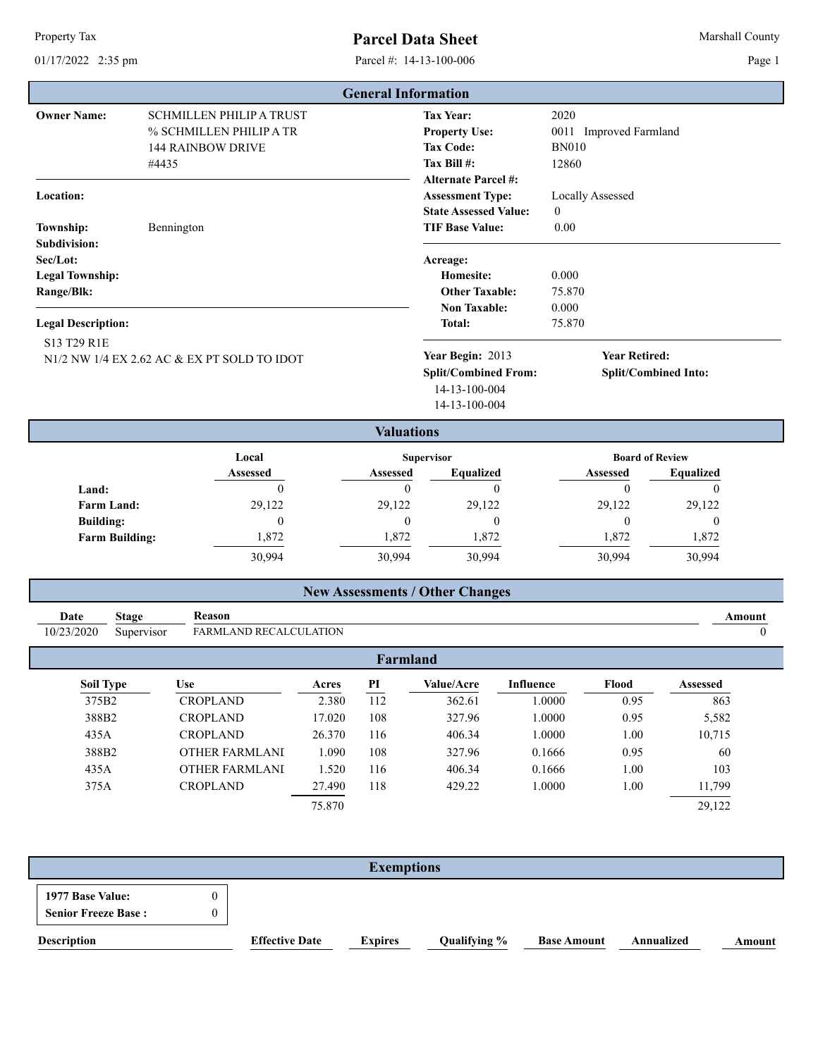# Parcel Data Sheet

Property Tax — 01/17/2022 2:35 pm — Parcel #: 14-13-100-006 — Marshall County

## General Information

**Owner Name:** SCHMILLEN PHILIP A TRUST
% SCHMILLEN PHILIP A TR
144 RAINBOW DRIVE
#4435

**Location:**

**Township:** Bennington
**Subdivision:**
**Sec/Lot:**
**Legal Township:**
**Range/Blk:**

**Legal Description:**
S13 T29 R1E
N1/2 NW 1/4 EX 2.62 AC & EX PT SOLD TO IDOT

**Tax Year:** 2020
**Property Use:** 0011 Improved Farmland
**Tax Code:** BN010
**Tax Bill #:** 12860
**Alternate Parcel #:**
**Assessment Type:** Locally Assessed
**State Assessed Value:** 0
**TIF Base Value:** 0.00

**Acreage:**
- **Homesite:** 0.000
- **Other Taxable:** 75.870
- **Non Taxable:** 0.000
- **Total:** 75.870

**Year Begin:** 2013
**Year Retired:**
**Split/Combined From:**
14-13-100-004
14-13-100-004
**Split/Combined Into:**

## Valuations

| | Local | Supervisor | | Board of Review | |
|---|---|---|---|---|---|
| | Assessed | Assessed | Equalized | Assessed | Equalized |
| **Land:** | 0 | 0 | 0 | 0 | 0 |
| **Farm Land:** | 29,122 | 29,122 | 29,122 | 29,122 | 29,122 |
| **Building:** | 0 | 0 | 0 | 0 | 0 |
| **Farm Building:** | 1,872 | 1,872 | 1,872 | 1,872 | 1,872 |
| | 30,994 | 30,994 | 30,994 | 30,994 | 30,994 |

## New Assessments / Other Changes

| Date | Stage | Reason | Amount |
|---|---|---|---|
| 10/23/2020 | Supervisor | FARMLAND RECALCULATION | 0 |

## Farmland

| Soil Type | Use | Acres | PI | Value/Acre | Influence | Flood | Assessed |
|---|---|---|---|---|---|---|---|
| 375B2 | CROPLAND | 2.380 | 112 | 362.61 | 1.0000 | 0.95 | 863 |
| 388B2 | CROPLAND | 17.020 | 108 | 327.96 | 1.0000 | 0.95 | 5,582 |
| 435A | CROPLAND | 26.370 | 116 | 406.34 | 1.0000 | 1.00 | 10,715 |
| 388B2 | OTHER FARMLANI | 1.090 | 108 | 327.96 | 0.1666 | 0.95 | 60 |
| 435A | OTHER FARMLANI | 1.520 | 116 | 406.34 | 0.1666 | 1.00 | 103 |
| 375A | CROPLAND | 27.490 | 118 | 429.22 | 1.0000 | 1.00 | 11,799 |
| | | 75.870 | | | | | 29,122 |

## Exemptions

**1977 Base Value:** 0
**Senior Freeze Base :** 0

| Description | Effective Date | Expires | Qualifying % | Base Amount | Annualized | Amount |
|---|---|---|---|---|---|---|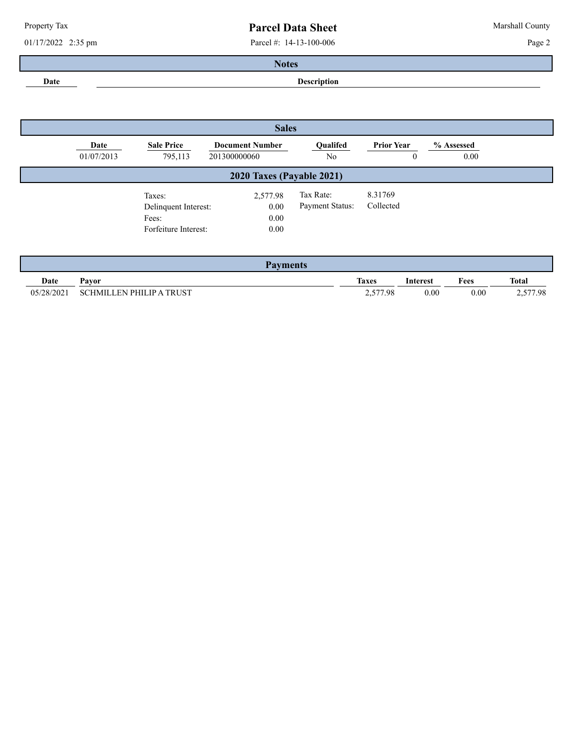## Notes

| Date | Description |
| --- | --- |

## Sales

| Date | Sale Price | Document Number | Qualifed | Prior Year | % Assessed |
| --- | --- | --- | --- | --- | --- |
| 01/07/2013 | 795,113 | 201300000060 | No | 0 | 0.00 |

## 2020 Taxes (Payable 2021)

| | | | |
| --- | --- | --- | --- |
| Taxes: | 2,577.98 | Tax Rate: | 8.31769 |
| Delinquent Interest: | 0.00 | Payment Status: | Collected |
| Fees: | 0.00 | | |
| Forfeiture Interest: | 0.00 | | |

## Payments

| Date | Payor | Taxes | Interest | Fees | Total |
| --- | --- | --- | --- | --- | --- |
| 05/28/2021 | SCHMILLEN PHILIP A TRUST | 2,577.98 | 0.00 | 0.00 | 2,577.98 |